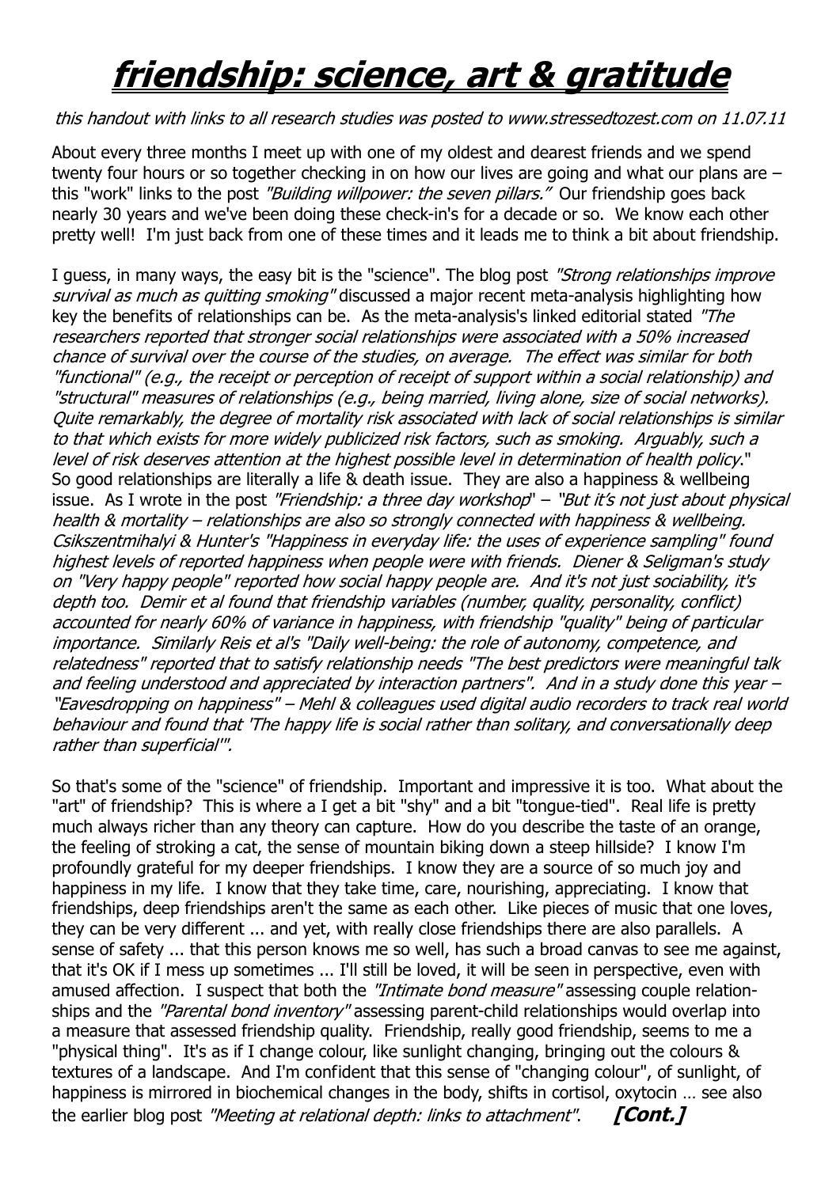# ***friendship: science, art & gratitude***

*this handout with links to all research studies was posted to www.stressedtozest.com on 11.07.11*

About every three months I meet up with one of my oldest and dearest friends and we spend twenty four hours or so together checking in on how our lives are going and what our plans are – this "work" links to the post *"Building willpower: the seven pillars."* Our friendship goes back nearly 30 years and we've been doing these check-in's for a decade or so. We know each other pretty well! I'm just back from one of these times and it leads me to think a bit about friendship.

I guess, in many ways, the easy bit is the "science". The blog post *"Strong relationships improve survival as much as quitting smoking"* discussed a major recent meta-analysis highlighting how key the benefits of relationships can be. As the meta-analysis's linked editorial stated *"The researchers reported that stronger social relationships were associated with a 50% increased chance of survival over the course of the studies, on average. The effect was similar for both "functional" (e.g., the receipt or perception of receipt of support within a social relationship) and "structural" measures of relationships (e.g., being married, living alone, size of social networks). Quite remarkably, the degree of mortality risk associated with lack of social relationships is similar to that which exists for more widely publicized risk factors, such as smoking. Arguably, such a level of risk deserves attention at the highest possible level in determination of health policy.*" So good relationships are literally a life & death issue. They are also a happiness & wellbeing issue. As I wrote in the post *"Friendship: a three day workshop*" – *"But it's not just about physical health & mortality – relationships are also so strongly connected with happiness & wellbeing. Csikszentmihalyi & Hunter's "Happiness in everyday life: the uses of experience sampling" found highest levels of reported happiness when people were with friends. Diener & Seligman's study on "Very happy people" reported how social happy people are. And it's not just sociability, it's depth too. Demir et al found that friendship variables (number, quality, personality, conflict) accounted for nearly 60% of variance in happiness, with friendship "quality" being of particular importance. Similarly Reis et al's "Daily well-being: the role of autonomy, competence, and relatedness" reported that to satisfy relationship needs "The best predictors were meaningful talk and feeling understood and appreciated by interaction partners". And in a study done this year – "Eavesdropping on happiness" – Mehl & colleagues used digital audio recorders to track real world behaviour and found that 'The happy life is social rather than solitary, and conversationally deep rather than superficial'".*

So that's some of the "science" of friendship. Important and impressive it is too. What about the "art" of friendship? This is where a I get a bit "shy" and a bit "tongue-tied". Real life is pretty much always richer than any theory can capture. How do you describe the taste of an orange, the feeling of stroking a cat, the sense of mountain biking down a steep hillside? I know I'm profoundly grateful for my deeper friendships. I know they are a source of so much joy and happiness in my life. I know that they take time, care, nourishing, appreciating. I know that friendships, deep friendships aren't the same as each other. Like pieces of music that one loves, they can be very different ... and yet, with really close friendships there are also parallels. A sense of safety ... that this person knows me so well, has such a broad canvas to see me against, that it's OK if I mess up sometimes ... I'll still be loved, it will be seen in perspective, even with amused affection. I suspect that both the *"Intimate bond measure"* assessing couple relationships and the *"Parental bond inventory"* assessing parent-child relationships would overlap into a measure that assessed friendship quality. Friendship, really good friendship, seems to me a "physical thing". It's as if I change colour, like sunlight changing, bringing out the colours & textures of a landscape. And I'm confident that this sense of "changing colour", of sunlight, of happiness is mirrored in biochemical changes in the body, shifts in cortisol, oxytocin … see also the earlier blog post *"Meeting at relational depth: links to attachment"*. ***[Cont.]***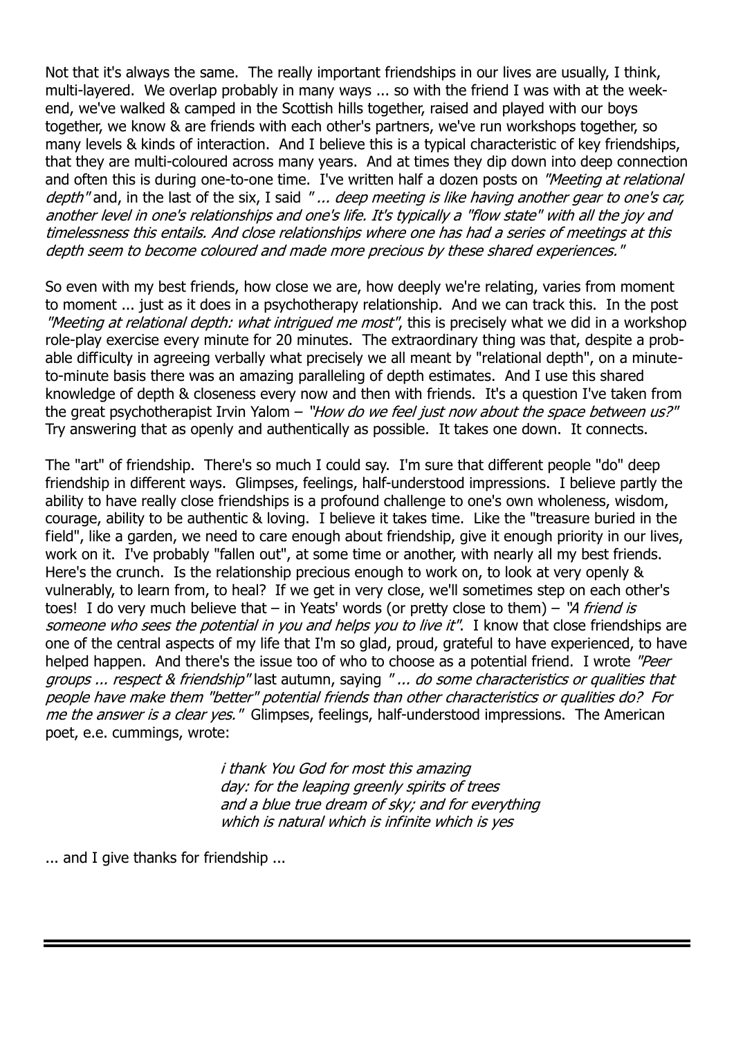Not that it's always the same. The really important friendships in our lives are usually, I think, multi-layered. We overlap probably in many ways ... so with the friend I was with at the week-end, we've walked & camped in the Scottish hills together, raised and played with our boys together, we know & are friends with each other's partners, we've run workshops together, so many levels & kinds of interaction. And I believe this is a typical characteristic of key friendships, that they are multi-coloured across many years. And at times they dip down into deep connection and often this is during one-to-one time. I've written half a dozen posts on *"Meeting at relational depth"* and, in the last of the six, I said *" ... deep meeting is like having another gear to one's car, another level in one's relationships and one's life. It's typically a "flow state" with all the joy and timelessness this entails. And close relationships where one has had a series of meetings at this depth seem to become coloured and made more precious by these shared experiences."*

So even with my best friends, how close we are, how deeply we're relating, varies from moment to moment ... just as it does in a psychotherapy relationship. And we can track this. In the post *"Meeting at relational depth: what intrigued me most"*, this is precisely what we did in a workshop role-play exercise every minute for 20 minutes. The extraordinary thing was that, despite a probable difficulty in agreeing verbally what precisely we all meant by "relational depth", on a minute-to-minute basis there was an amazing paralleling of depth estimates. And I use this shared knowledge of depth & closeness every now and then with friends. It's a question I've taken from the great psychotherapist Irvin Yalom – *"How do we feel just now about the space between us?"* Try answering that as openly and authentically as possible. It takes one down. It connects.

The "art" of friendship. There's so much I could say. I'm sure that different people "do" deep friendship in different ways. Glimpses, feelings, half-understood impressions. I believe partly the ability to have really close friendships is a profound challenge to one's own wholeness, wisdom, courage, ability to be authentic & loving. I believe it takes time. Like the "treasure buried in the field", like a garden, we need to care enough about friendship, give it enough priority in our lives, work on it. I've probably "fallen out", at some time or another, with nearly all my best friends. Here's the crunch. Is the relationship precious enough to work on, to look at very openly & vulnerably, to learn from, to heal? If we get in very close, we'll sometimes step on each other's toes! I do very much believe that – in Yeats' words (or pretty close to them) – *"A friend is someone who sees the potential in you and helps you to live it"*. I know that close friendships are one of the central aspects of my life that I'm so glad, proud, grateful to have experienced, to have helped happen. And there's the issue too of who to choose as a potential friend. I wrote *"Peer groups ... respect & friendship"* last autumn, saying *" ... do some characteristics or qualities that people have make them "better" potential friends than other characteristics or qualities do? For me the answer is a clear yes."* Glimpses, feelings, half-understood impressions. The American poet, e.e. cummings, wrote:

> *i thank You God for most this amazing*
> *day: for the leaping greenly spirits of trees*
> *and a blue true dream of sky; and for everything*
> *which is natural which is infinite which is yes*

... and I give thanks for friendship ...